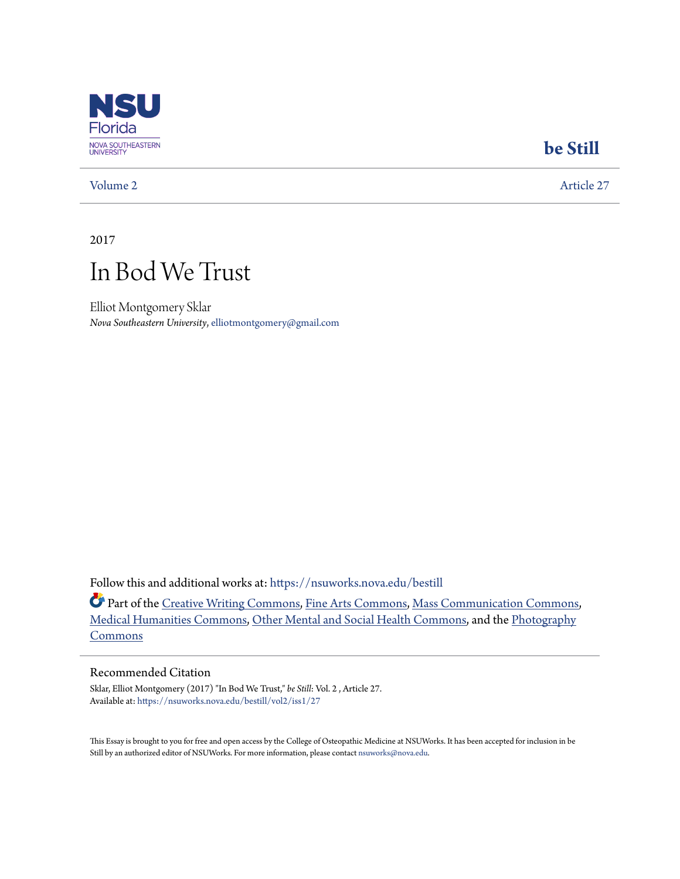NSU Florida

NOVA SOUTHEASTERN UNIVERSITY

**be Still**

Volume 2 | Article 27

2017

# In Bod We Trust

Elliot Montgomery Sklar

*Nova Southeastern University*, elliotmontgomery@gmail.com

Follow this and additional works at: https://nsuworks.nova.edu/bestill

Part of the Creative Writing Commons, Fine Arts Commons, Mass Communication Commons, Medical Humanities Commons, Other Mental and Social Health Commons, and the Photography Commons

## Recommended Citation

Sklar, Elliot Montgomery (2017) "In Bod We Trust," *be Still*: Vol. 2 , Article 27.
Available at: https://nsuworks.nova.edu/bestill/vol2/iss1/27

This Essay is brought to you for free and open access by the College of Osteopathic Medicine at NSUWorks. It has been accepted for inclusion in be Still by an authorized editor of NSUWorks. For more information, please contact nsuworks@nova.edu.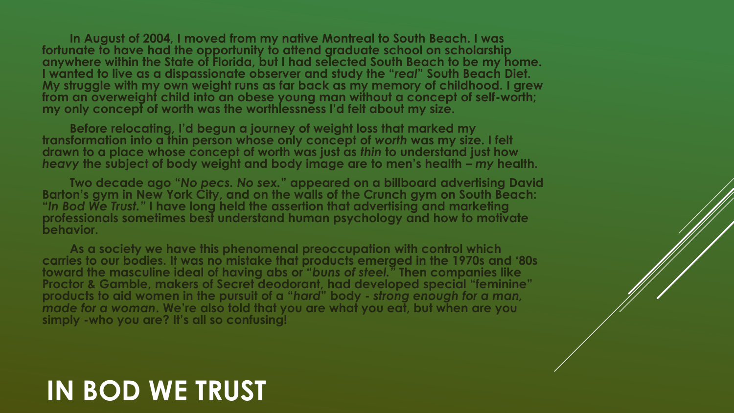# IN BOD WE TRUST

In August of 2004, I moved from my native Montreal to South Beach. I was fortunate to have had the opportunity to attend graduate school on scholarship anywhere within the State of Florida, but I had selected South Beach to be my home. I wanted to live as a dispassionate observer and study the "*real*" South Beach Diet. My struggle with my own weight runs as far back as my memory of childhood. I grew from an overweight child into an obese young man without a concept of self-worth; my only concept of worth was the worthlessness I'd felt about my size.

Before relocating, I'd begun a journey of weight loss that marked my transformation into a thin person whose only concept of *worth* was my size. I felt drawn to a place whose concept of worth was just as *thin* to understand just how *heavy* the subject of body weight and body image are to men's health – *my* health.

Two decade ago "*No pecs. No sex.*" appeared on a billboard advertising David Barton's gym in New York City, and on the walls of the Crunch gym on South Beach: "*In Bod We Trust.*" I have long held the assertion that advertising and marketing professionals sometimes best understand human psychology and how to motivate behavior.

As a society we have this phenomenal preoccupation with control which carries to our bodies. It was no mistake that products emerged in the 1970s and '80s toward the masculine ideal of having abs or "*buns of steel.*" Then companies like Proctor & Gamble, makers of Secret deodorant, had developed special "feminine" products to aid women in the pursuit of a "*hard*" body - *strong enough for a man, made for a woman*. We're also told that you are what you eat, but when are you simply -who you are? It's all so confusing!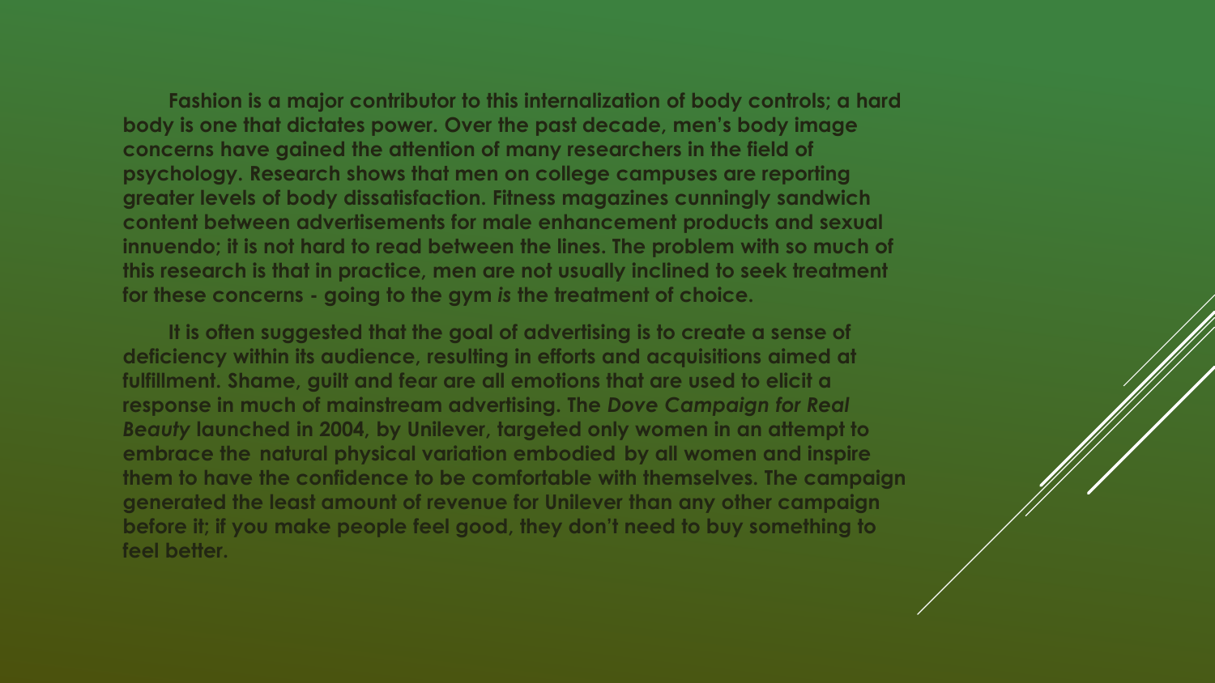**Fashion is a major contributor to this internalization of body controls; a hard body is one that dictates power. Over the past decade, men's body image concerns have gained the attention of many researchers in the field of psychology. Research shows that men on college campuses are reporting greater levels of body dissatisfaction. Fitness magazines cunningly sandwich content between advertisements for male enhancement products and sexual innuendo; it is not hard to read between the lines. The problem with so much of this research is that in practice, men are not usually inclined to seek treatment for these concerns - going to the gym *is* the treatment of choice.**

**It is often suggested that the goal of advertising is to create a sense of deficiency within its audience, resulting in efforts and acquisitions aimed at fulfillment. Shame, guilt and fear are all emotions that are used to elicit a response in much of mainstream advertising. The *Dove Campaign for Real Beauty* launched in 2004, by Unilever, targeted only women in an attempt to embrace the natural physical variation embodied by all women and inspire them to have the confidence to be comfortable with themselves. The campaign generated the least amount of revenue for Unilever than any other campaign before it; if you make people feel good, they don't need to buy something to feel better.**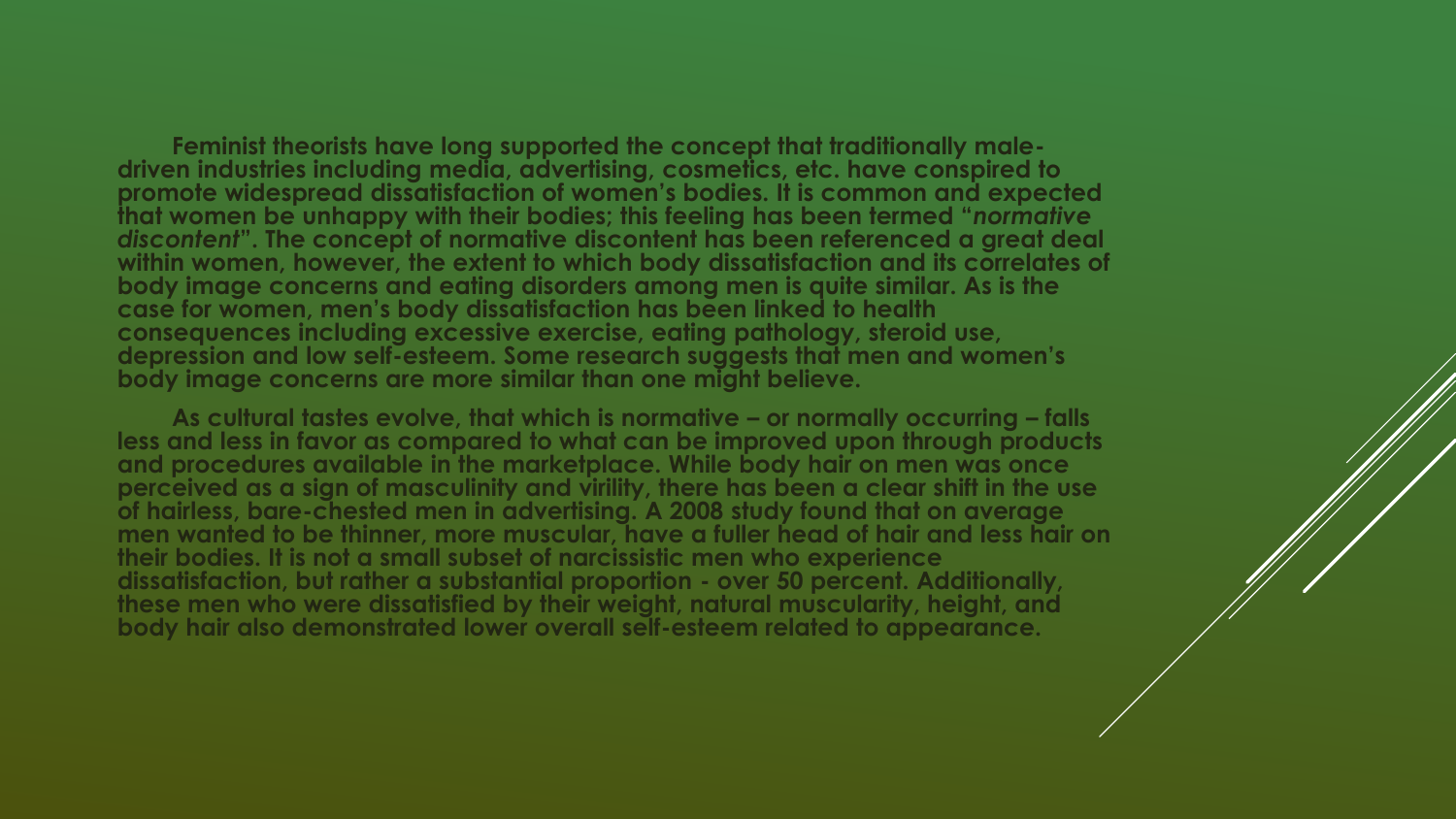**Feminist theorists have long supported the concept that traditionally male-driven industries including media, advertising, cosmetics, etc. have conspired to promote widespread dissatisfaction of women's bodies. It is common and expected that women be unhappy with their bodies; this feeling has been termed "*normative discontent*". The concept of normative discontent has been referenced a great deal within women, however, the extent to which body dissatisfaction and its correlates of body image concerns and eating disorders among men is quite similar. As is the case for women, men's body dissatisfaction has been linked to health consequences including excessive exercise, eating pathology, steroid use, depression and low self-esteem. Some research suggests that men and women's body image concerns are more similar than one might believe.**

**As cultural tastes evolve, that which is normative – or normally occurring – falls less and less in favor as compared to what can be improved upon through products and procedures available in the marketplace. While body hair on men was once perceived as a sign of masculinity and virility, there has been a clear shift in the use of hairless, bare-chested men in advertising. A 2008 study found that on average men wanted to be thinner, more muscular, have a fuller head of hair and less hair on their bodies. It is not a small subset of narcissistic men who experience dissatisfaction, but rather a substantial proportion - over 50 percent. Additionally, these men who were dissatisfied by their weight, natural muscularity, height, and body hair also demonstrated lower overall self-esteem related to appearance.**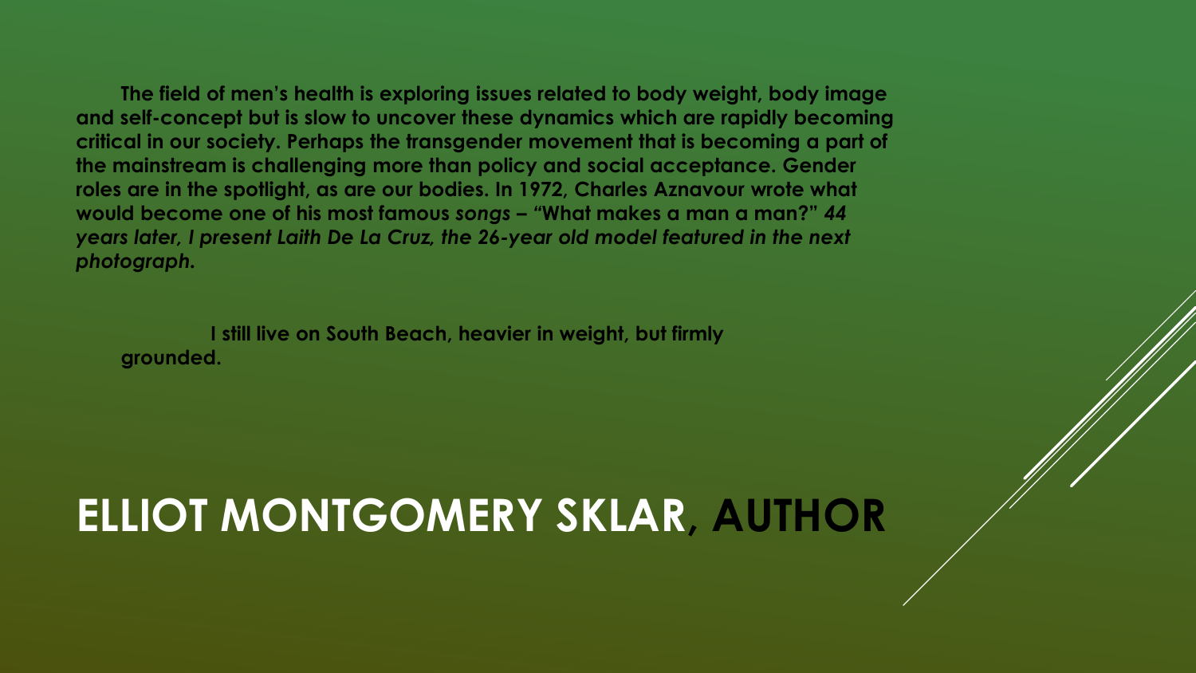**The field of men's health is exploring issues related to body weight, body image and self-concept but is slow to uncover these dynamics which are rapidly becoming critical in our society. Perhaps the transgender movement that is becoming a part of the mainstream is challenging more than policy and social acceptance. Gender roles are in the spotlight, as are our bodies. In 1972, Charles Aznavour wrote what would become one of his most famous *songs* – "What makes a man a man?" *44 years later, I present Laith De La Cruz, the 26-year old model featured in the next photograph.***

**I still live on South Beach, heavier in weight, but firmly grounded.**

# ELLIOT MONTGOMERY SKLAR, AUTHOR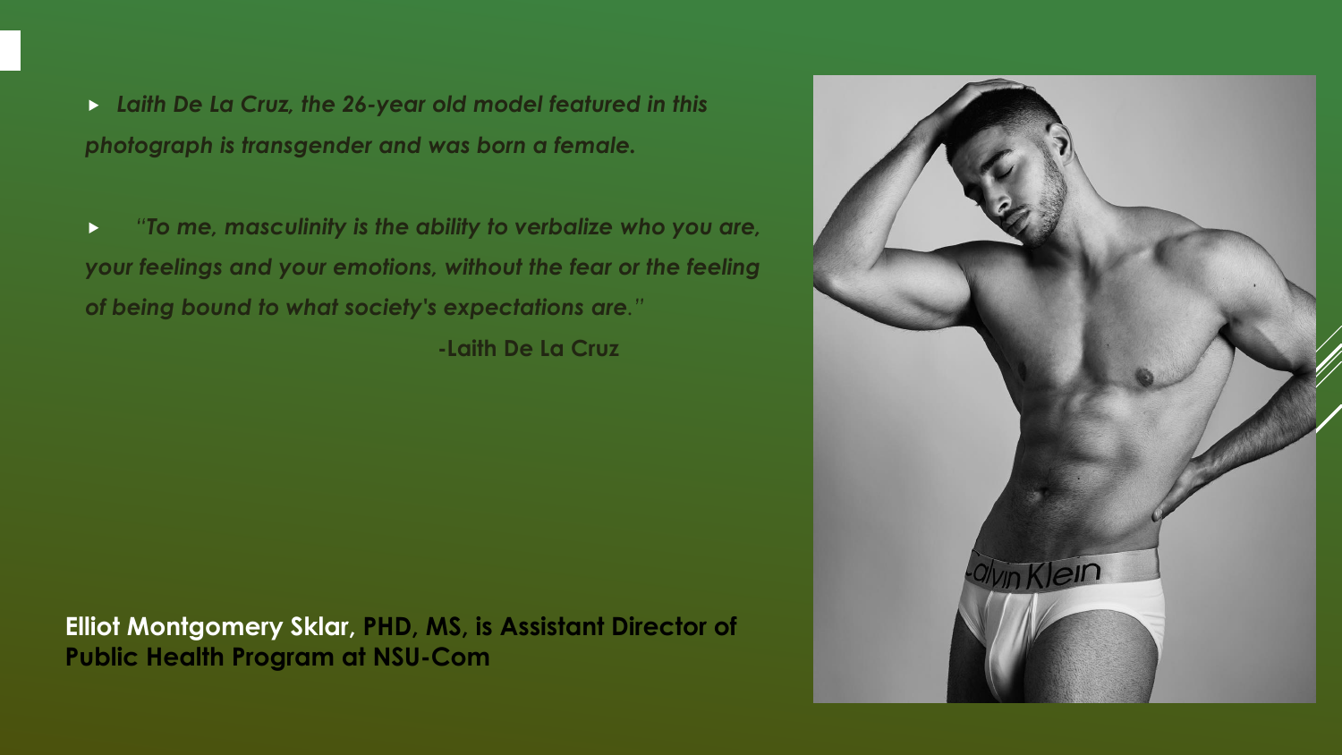- *Laith De La Cruz, the 26-year old model featured in this photograph is transgender and was born a female.*

- *"To me, masculinity is the ability to verbalize who you are, your feelings and your emotions, without the fear or the feeling of being bound to what society's expectations are."*

  **-Laith De La Cruz**

**Elliot Montgomery Sklar, PHD, MS, is Assistant Director of Public Health Program at NSU-Com**